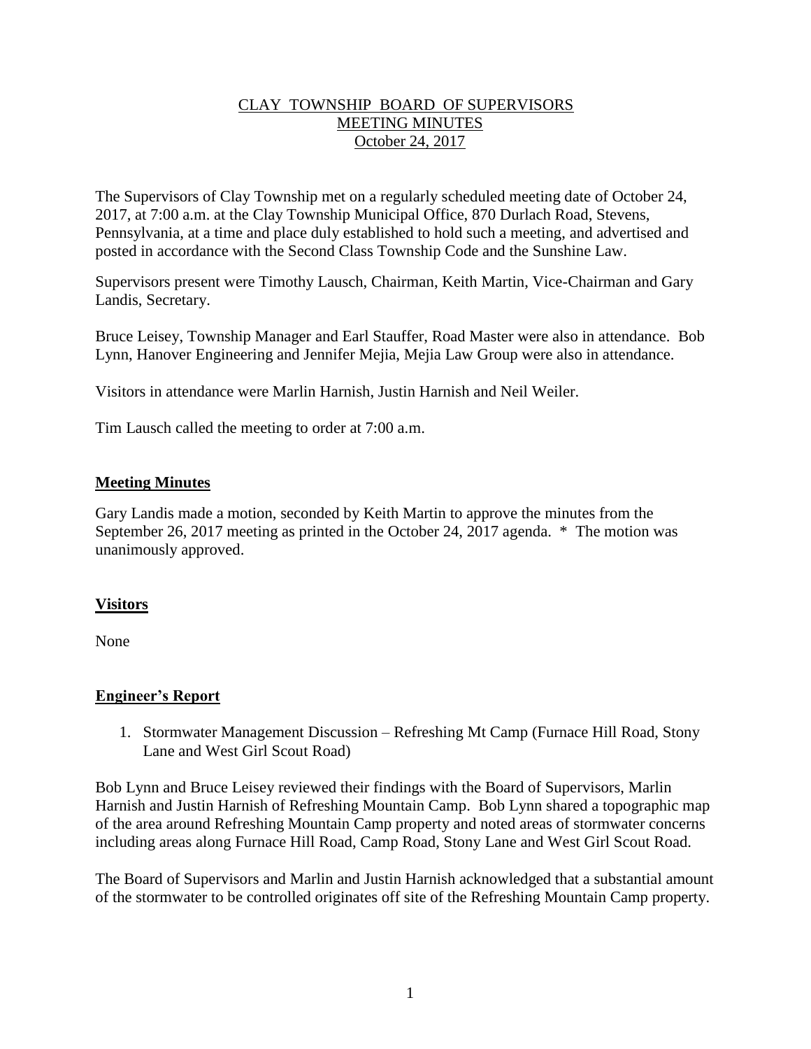# CLAY TOWNSHIP BOARD OF SUPERVISORS
## MEETING MINUTES
### October 24, 2017

The Supervisors of Clay Township met on a regularly scheduled meeting date of October 24, 2017, at 7:00 a.m. at the Clay Township Municipal Office, 870 Durlach Road, Stevens, Pennsylvania, at a time and place duly established to hold such a meeting, and advertised and posted in accordance with the Second Class Township Code and the Sunshine Law.

Supervisors present were Timothy Lausch, Chairman, Keith Martin, Vice-Chairman and Gary Landis, Secretary.

Bruce Leisey, Township Manager and Earl Stauffer, Road Master were also in attendance. Bob Lynn, Hanover Engineering and Jennifer Mejia, Mejia Law Group were also in attendance.

Visitors in attendance were Marlin Harnish, Justin Harnish and Neil Weiler.

Tim Lausch called the meeting to order at 7:00 a.m.

## Meeting Minutes

Gary Landis made a motion, seconded by Keith Martin to approve the minutes from the September 26, 2017 meeting as printed in the October 24, 2017 agenda. * The motion was unanimously approved.

## Visitors

None

## Engineer's Report

1. Stormwater Management Discussion – Refreshing Mt Camp (Furnace Hill Road, Stony Lane and West Girl Scout Road)

Bob Lynn and Bruce Leisey reviewed their findings with the Board of Supervisors, Marlin Harnish and Justin Harnish of Refreshing Mountain Camp. Bob Lynn shared a topographic map of the area around Refreshing Mountain Camp property and noted areas of stormwater concerns including areas along Furnace Hill Road, Camp Road, Stony Lane and West Girl Scout Road.

The Board of Supervisors and Marlin and Justin Harnish acknowledged that a substantial amount of the stormwater to be controlled originates off site of the Refreshing Mountain Camp property.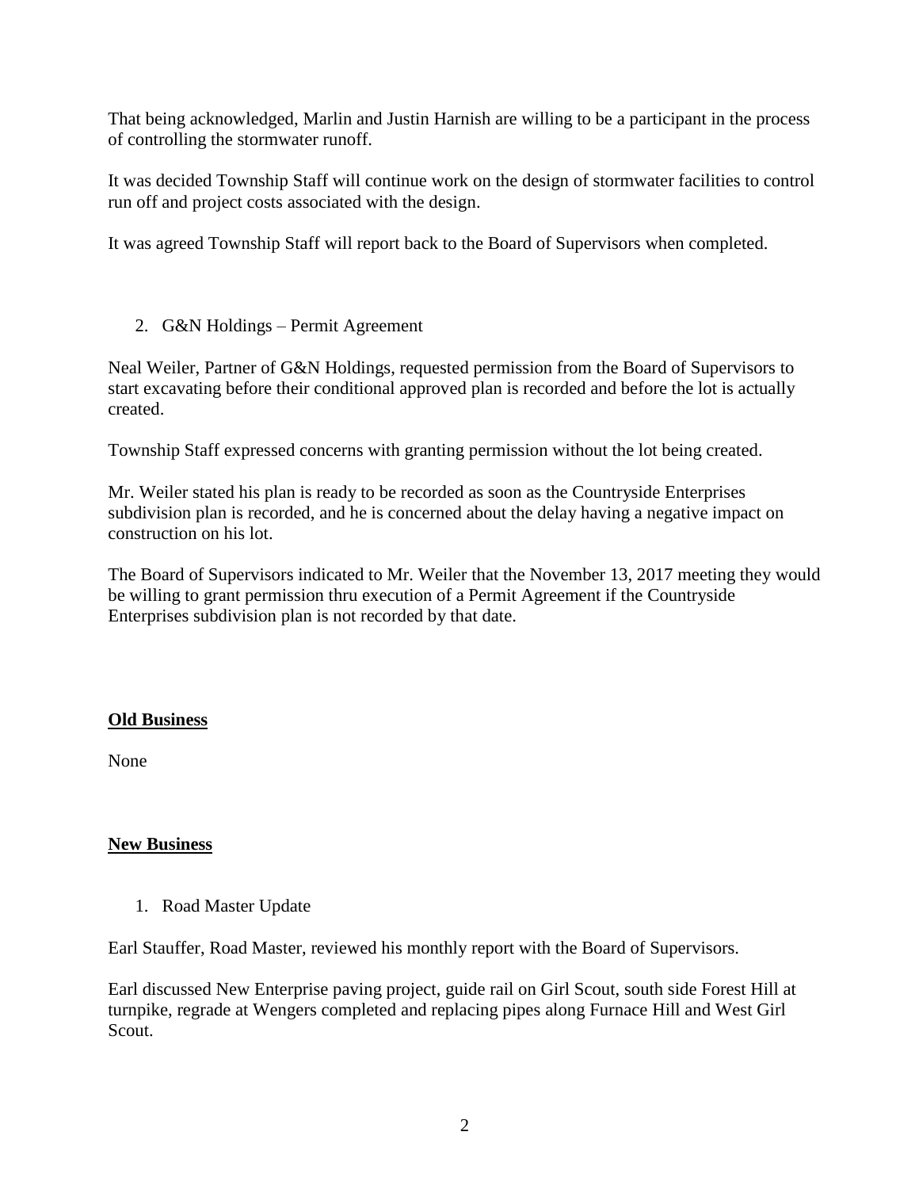That being acknowledged, Marlin and Justin Harnish are willing to be a participant in the process of controlling the stormwater runoff.

It was decided Township Staff will continue work on the design of stormwater facilities to control run off and project costs associated with the design.

It was agreed Township Staff will report back to the Board of Supervisors when completed.

2. G&N Holdings – Permit Agreement

Neal Weiler, Partner of G&N Holdings, requested permission from the Board of Supervisors to start excavating before their conditional approved plan is recorded and before the lot is actually created.

Township Staff expressed concerns with granting permission without the lot being created.

Mr. Weiler stated his plan is ready to be recorded as soon as the Countryside Enterprises subdivision plan is recorded, and he is concerned about the delay having a negative impact on construction on his lot.

The Board of Supervisors indicated to Mr. Weiler that the November 13, 2017 meeting they would be willing to grant permission thru execution of a Permit Agreement if the Countryside Enterprises subdivision plan is not recorded by that date.

**Old Business**

None

**New Business**

1. Road Master Update

Earl Stauffer, Road Master, reviewed his monthly report with the Board of Supervisors.

Earl discussed New Enterprise paving project, guide rail on Girl Scout, south side Forest Hill at turnpike, regrade at Wengers completed and replacing pipes along Furnace Hill and West Girl Scout.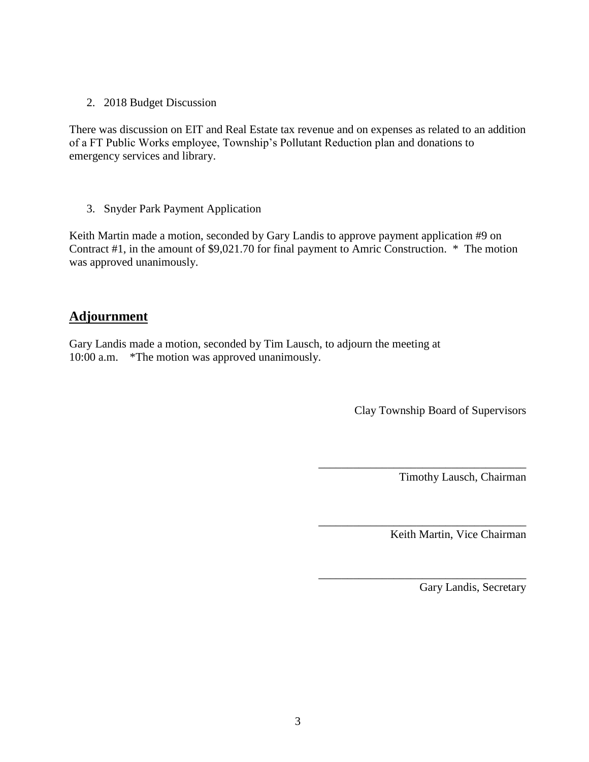2. 2018 Budget Discussion

There was discussion on EIT and Real Estate tax revenue and on expenses as related to an addition of a FT Public Works employee, Township's Pollutant Reduction plan and donations to emergency services and library.

3. Snyder Park Payment Application

Keith Martin made a motion, seconded by Gary Landis to approve payment application #9 on Contract #1, in the amount of $9,021.70 for final payment to Amric Construction. * The motion was approved unanimously.

## Adjournment

Gary Landis made a motion, seconded by Tim Lausch, to adjourn the meeting at 10:00 a.m. *The motion was approved unanimously.

Clay Township Board of Supervisors

\_\_\_\_\_\_\_\_\_\_\_\_\_\_\_\_\_\_\_\_\_\_\_\_\_\_\_\_\_\_\_\_\_\_\_\_
Timothy Lausch, Chairman

\_\_\_\_\_\_\_\_\_\_\_\_\_\_\_\_\_\_\_\_\_\_\_\_\_\_\_\_\_\_\_\_\_\_\_\_
Keith Martin, Vice Chairman

\_\_\_\_\_\_\_\_\_\_\_\_\_\_\_\_\_\_\_\_\_\_\_\_\_\_\_\_\_\_\_\_\_\_\_\_
Gary Landis, Secretary